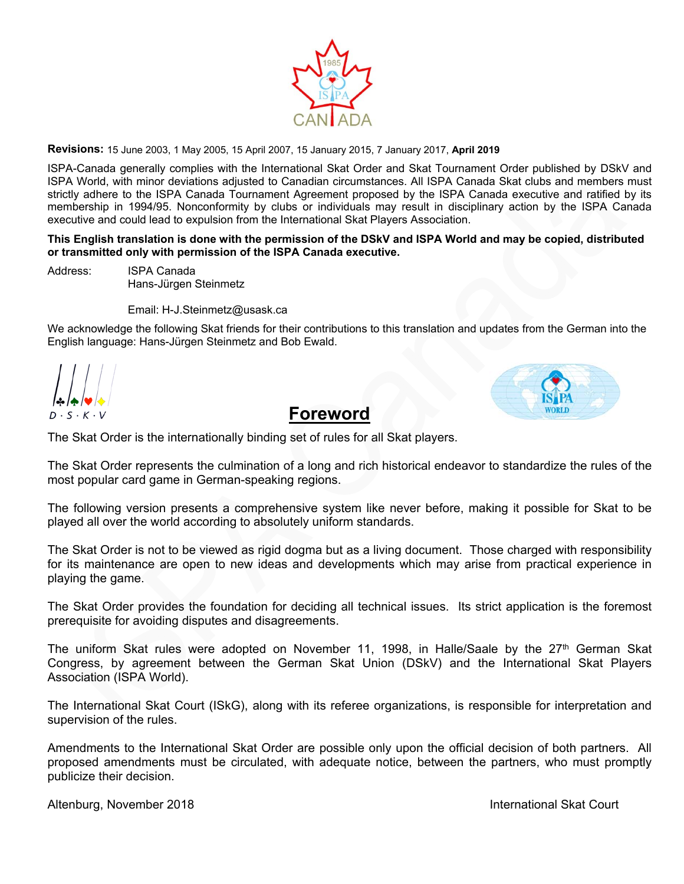**Revisions:** 15 June 2003, 1 May 2005, 15 April 2007, 15 January 2015, 7 January 2017, **April 2019**

ISPA-Canada generally complies with the International Skat Order and Skat Tournament Order published by DSkV and ISPA World, with minor deviations adjusted to Canadian circumstances. All ISPA Canada Skat clubs and members must strictly adhere to the ISPA Canada Tournament Agreement proposed by the ISPA Canada executive and ratified by its membership in 1994/95. Nonconformity by clubs or individuals may result in disciplinary action by the ISPA Canada executive and could lead to expulsion from the International Skat Players Association.

**This English translation is done with the permission of the DSkV and ISPA World and may be copied, distributed or transmitted only with permission of the ISPA Canada executive.**

Address: ISPA Canada
Hans-Jürgen Steinmetz

Email: H-J.Steinmetz@usask.ca

We acknowledge the following Skat friends for their contributions to this translation and updates from the German into the English language: Hans-Jürgen Steinmetz and Bob Ewald.

# Foreword

The Skat Order is the internationally binding set of rules for all Skat players.

The Skat Order represents the culmination of a long and rich historical endeavor to standardize the rules of the most popular card game in German-speaking regions.

The following version presents a comprehensive system like never before, making it possible for Skat to be played all over the world according to absolutely uniform standards.

The Skat Order is not to be viewed as rigid dogma but as a living document. Those charged with responsibility for its maintenance are open to new ideas and developments which may arise from practical experience in playing the game.

The Skat Order provides the foundation for deciding all technical issues. Its strict application is the foremost prerequisite for avoiding disputes and disagreements.

The uniform Skat rules were adopted on November 11, 1998, in Halle/Saale by the 27th German Skat Congress, by agreement between the German Skat Union (DSkV) and the International Skat Players Association (ISPA World).

The International Skat Court (ISkG), along with its referee organizations, is responsible for interpretation and supervision of the rules.

Amendments to the International Skat Order are possible only upon the official decision of both partners. All proposed amendments must be circulated, with adequate notice, between the partners, who must promptly publicize their decision.

Altenburg, November 2018

International Skat Court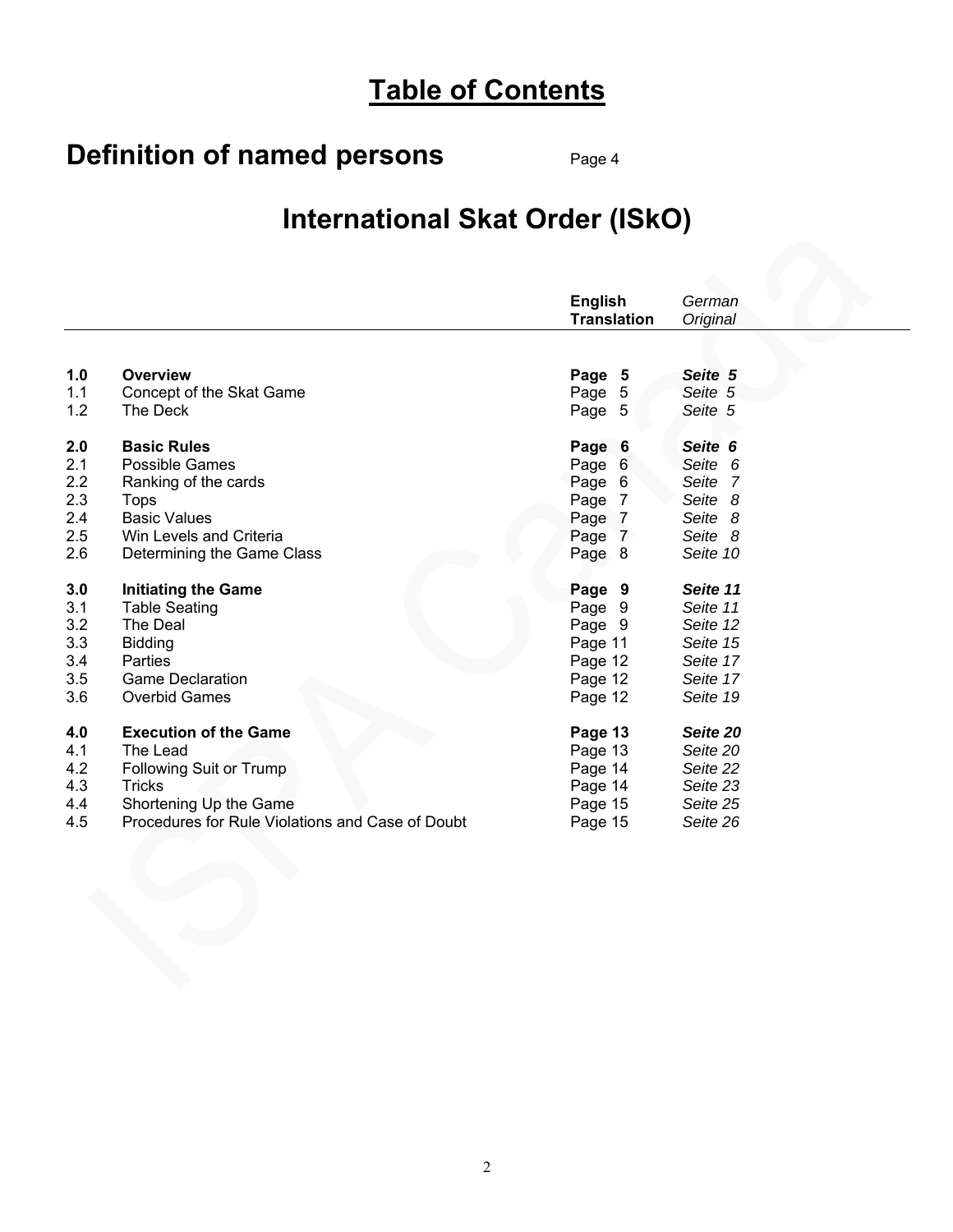# Table of Contents

## Definition of named persons

Page 4

# International Skat Order (ISkO)

| | | **English Translation** | *German Original* |
|---|---|---|---|
| **1.0** | **Overview** | **Page 5** | ***Seite 5*** |
| 1.1 | Concept of the Skat Game | Page 5 | *Seite 5* |
| 1.2 | The Deck | Page 5 | *Seite 5* |
| **2.0** | **Basic Rules** | **Page 6** | ***Seite 6*** |
| 2.1 | Possible Games | Page 6 | *Seite 6* |
| 2.2 | Ranking of the cards | Page 6 | *Seite 7* |
| 2.3 | Tops | Page 7 | *Seite 8* |
| 2.4 | Basic Values | Page 7 | *Seite 8* |
| 2.5 | Win Levels and Criteria | Page 7 | *Seite 8* |
| 2.6 | Determining the Game Class | Page 8 | *Seite 10* |
| **3.0** | **Initiating the Game** | **Page 9** | ***Seite 11*** |
| 3.1 | Table Seating | Page 9 | *Seite 11* |
| 3.2 | The Deal | Page 9 | *Seite 12* |
| 3.3 | Bidding | Page 11 | *Seite 15* |
| 3.4 | Parties | Page 12 | *Seite 17* |
| 3.5 | Game Declaration | Page 12 | *Seite 17* |
| 3.6 | Overbid Games | Page 12 | *Seite 19* |
| **4.0** | **Execution of the Game** | **Page 13** | ***Seite 20*** |
| 4.1 | The Lead | Page 13 | *Seite 20* |
| 4.2 | Following Suit or Trump | Page 14 | *Seite 22* |
| 4.3 | Tricks | Page 14 | *Seite 23* |
| 4.4 | Shortening Up the Game | Page 15 | *Seite 25* |
| 4.5 | Procedures for Rule Violations and Case of Doubt | Page 15 | *Seite 26* |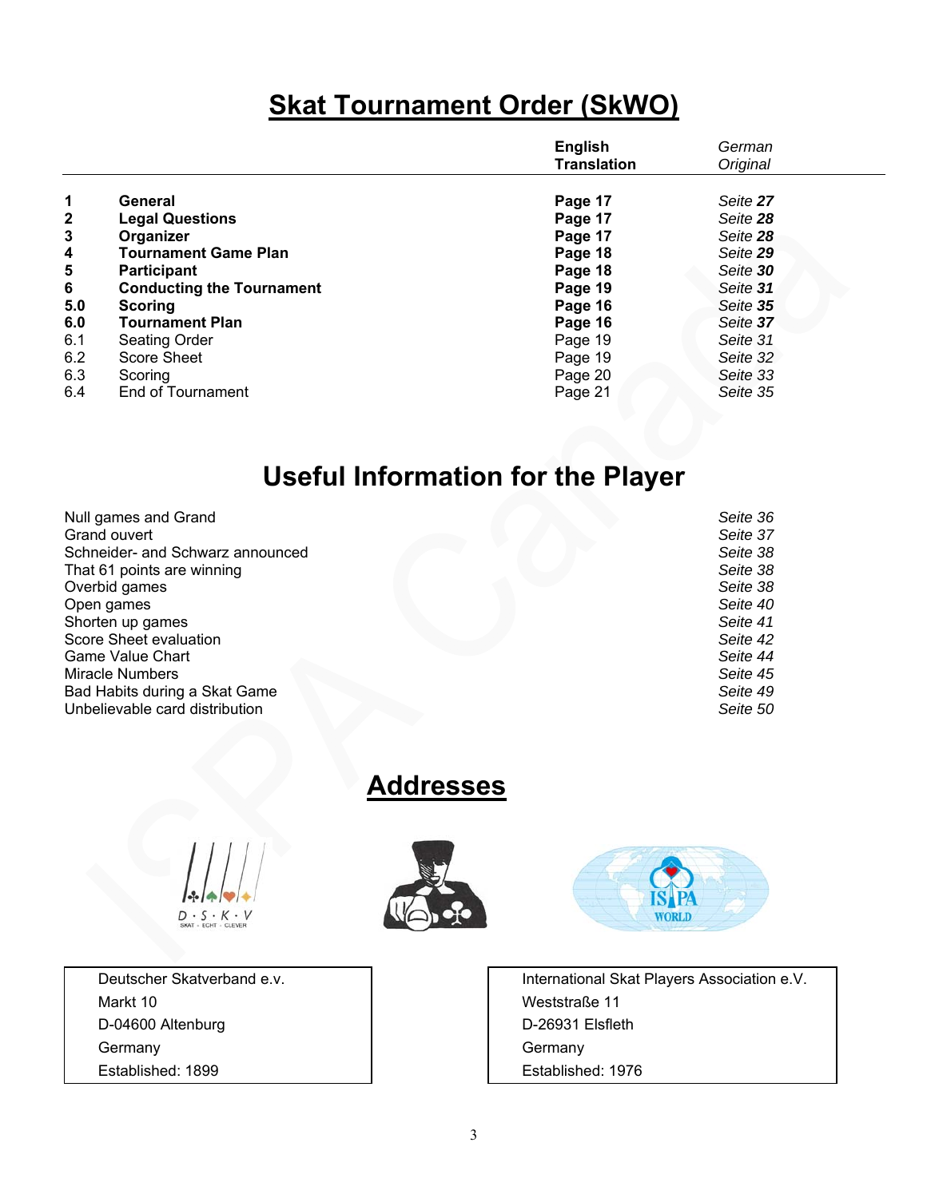# Skat Tournament Order (SkWO)

| | | English Translation | German Original |
|---|---|---|---|
| **1** | **General** | **Page 17** | *Seite **27*** |
| **2** | **Legal Questions** | **Page 17** | *Seite **28*** |
| **3** | **Organizer** | **Page 17** | *Seite **28*** |
| **4** | **Tournament Game Plan** | **Page 18** | *Seite **29*** |
| **5** | **Participant** | **Page 18** | *Seite **30*** |
| **6** | **Conducting the Tournament** | **Page 19** | *Seite **31*** |
| **5.0** | **Scoring** | **Page 16** | *Seite **35*** |
| **6.0** | **Tournament Plan** | **Page 16** | *Seite **37*** |
| 6.1 | Seating Order | Page 19 | *Seite 31* |
| 6.2 | Score Sheet | Page 19 | *Seite 32* |
| 6.3 | Scoring | Page 20 | *Seite 33* |
| 6.4 | End of Tournament | Page 21 | *Seite 35* |

# Useful Information for the Player

| | |
|---|---|
| Null games and Grand | *Seite 36* |
| Grand ouvert | *Seite 37* |
| Schneider- and Schwarz announced | *Seite 38* |
| That 61 points are winning | *Seite 38* |
| Overbid games | *Seite 38* |
| Open games | *Seite 40* |
| Shorten up games | *Seite 41* |
| Score Sheet evaluation | *Seite 42* |
| Game Value Chart | *Seite 44* |
| Miracle Numbers | *Seite 45* |
| Bad Habits during a Skat Game | *Seite 49* |
| Unbelievable card distribution | *Seite 50* |

# Addresses

D·S·K·V
SKAT · ECHT · CLEVER

ISPA WORLD

| Deutscher Skatverband e.v. | International Skat Players Association e.V. |
|---|---|
| Markt 10 | Weststraße 11 |
| D-04600 Altenburg | D-26931 Elsfleth |
| Germany | Germany |
| Established: 1899 | Established: 1976 |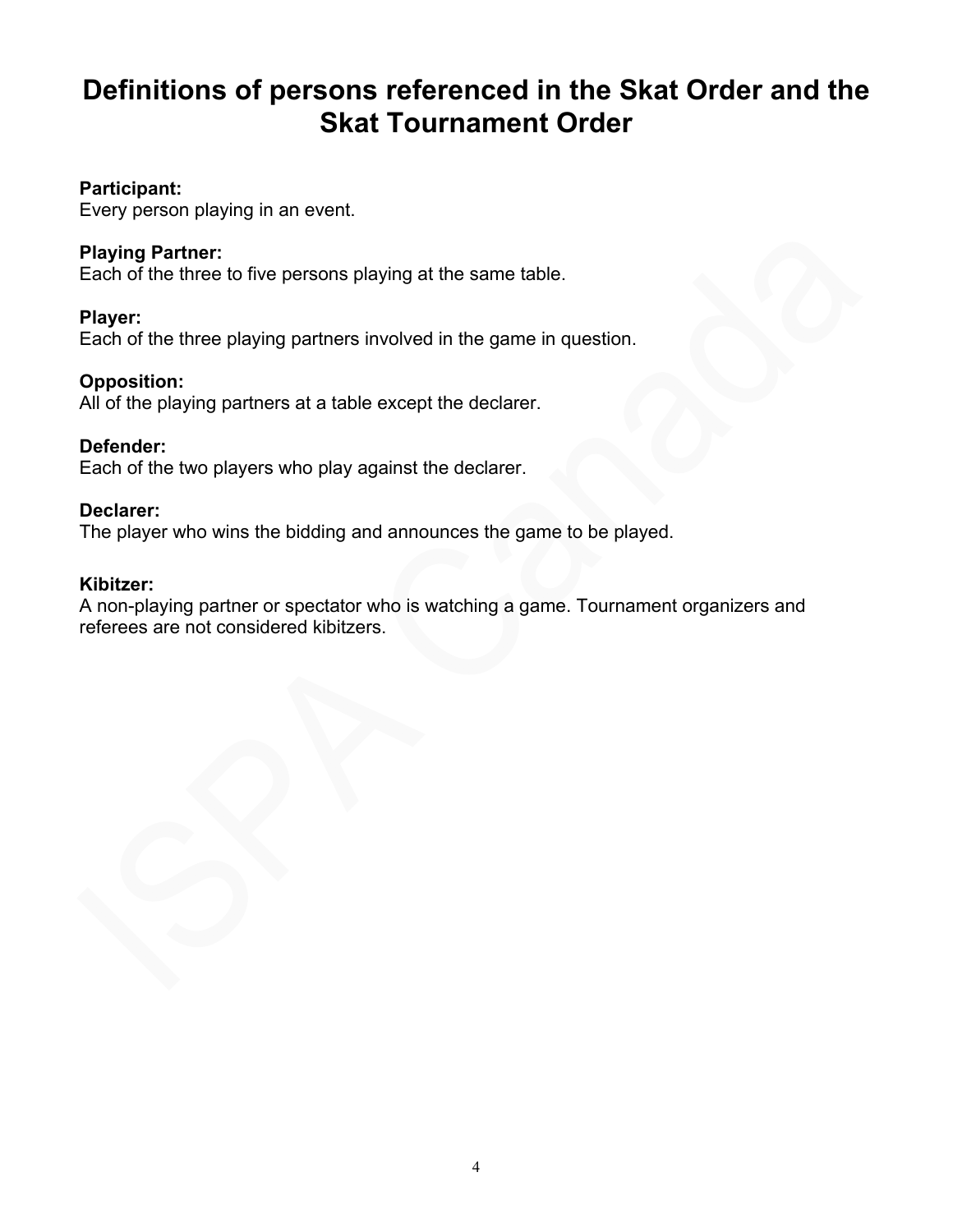# Definitions of persons referenced in the Skat Order and the Skat Tournament Order

**Participant:**
Every person playing in an event.

**Playing Partner:**
Each of the three to five persons playing at the same table.

**Player:**
Each of the three playing partners involved in the game in question.

**Opposition:**
All of the playing partners at a table except the declarer.

**Defender:**
Each of the two players who play against the declarer.

**Declarer:**
The player who wins the bidding and announces the game to be played.

**Kibitzer:**
A non-playing partner or spectator who is watching a game. Tournament organizers and referees are not considered kibitzers.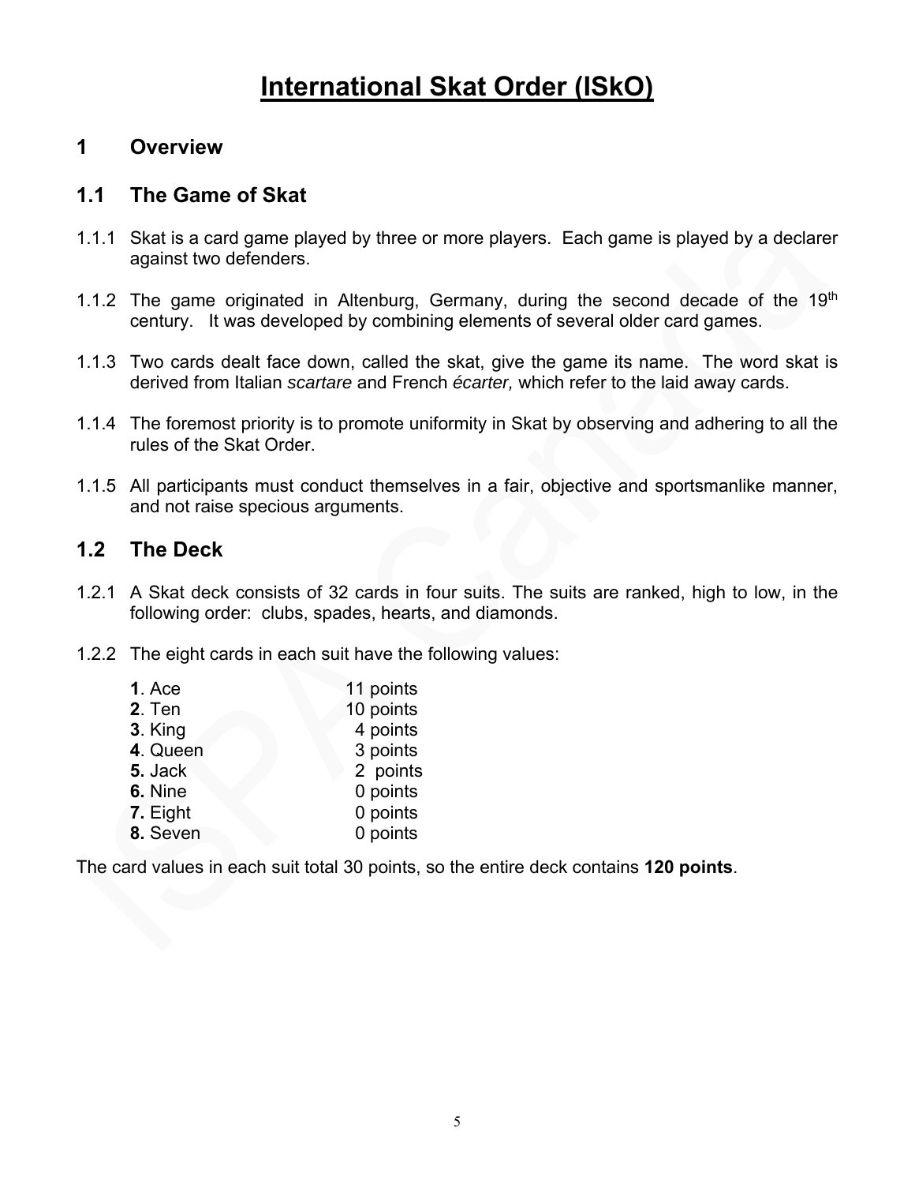# International Skat Order (ISkO)

## 1 Overview

### 1.1 The Game of Skat

1.1.1 Skat is a card game played by three or more players. Each game is played by a declarer against two defenders.

1.1.2 The game originated in Altenburg, Germany, during the second decade of the 19th century. It was developed by combining elements of several older card games.

1.1.3 Two cards dealt face down, called the skat, give the game its name. The word skat is derived from Italian *scartare* and French *écarter,* which refer to the laid away cards.

1.1.4 The foremost priority is to promote uniformity in Skat by observing and adhering to all the rules of the Skat Order.

1.1.5 All participants must conduct themselves in a fair, objective and sportsmanlike manner, and not raise specious arguments.

### 1.2 The Deck

1.2.1 A Skat deck consists of 32 cards in four suits. The suits are ranked, high to low, in the following order: clubs, spades, hearts, and diamonds.

1.2.2 The eight cards in each suit have the following values:

| Card | Value |
|---|---|
| **1**. Ace | 11 points |
| **2**. Ten | 10 points |
| **3**. King | 4 points |
| **4**. Queen | 3 points |
| **5.** Jack | 2 points |
| **6.** Nine | 0 points |
| **7.** Eight | 0 points |
| **8.** Seven | 0 points |

The card values in each suit total 30 points, so the entire deck contains **120 points**.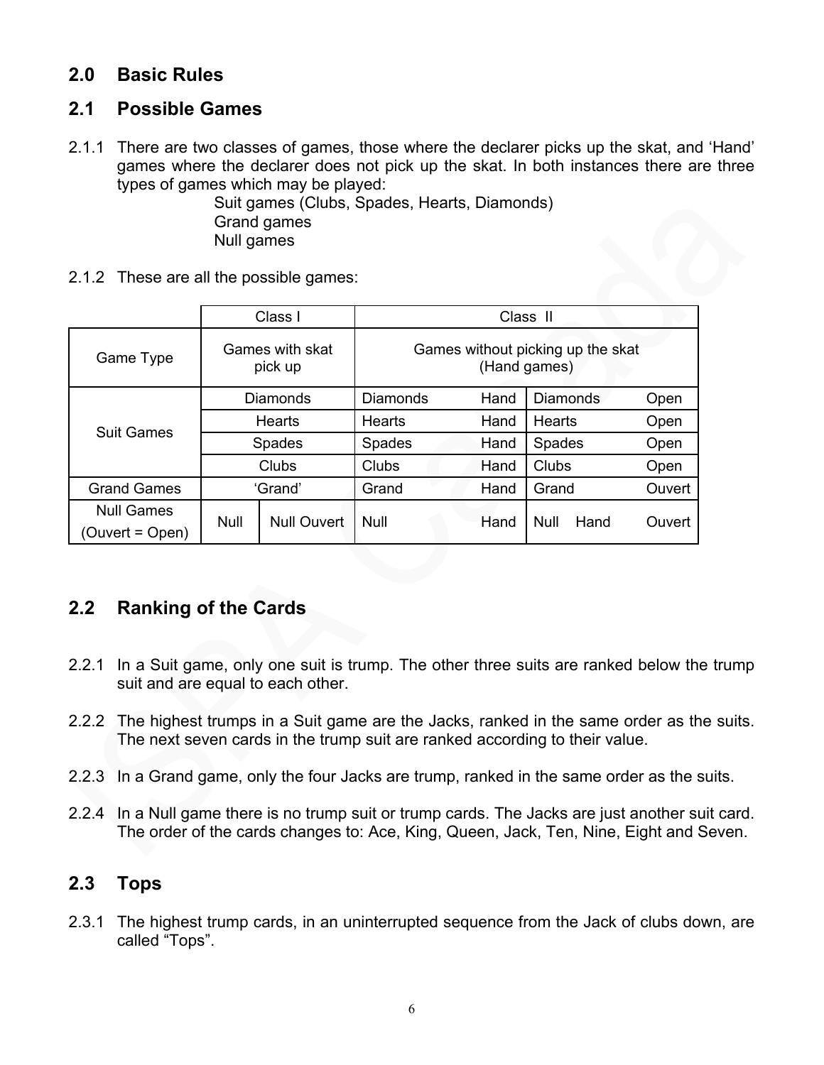## 2.0 Basic Rules

## 2.1 Possible Games

2.1.1 There are two classes of games, those where the declarer picks up the skat, and 'Hand' games where the declarer does not pick up the skat. In both instances there are three types of games which may be played:

Suit games (Clubs, Spades, Hearts, Diamonds)
Grand games
Null games

2.1.2 These are all the possible games:

| | Class I | | Class II | |
|---|---|---|---|---|
| Game Type | Games with skat pick up | | Games without picking up the skat (Hand games) | |
| Suit Games | Diamonds | | Diamonds Hand | Diamonds Open |
| | Hearts | | Hearts Hand | Hearts Open |
| | Spades | | Spades Hand | Spades Open |
| | Clubs | | Clubs Hand | Clubs Open |
| Grand Games | 'Grand' | | Grand Hand | Grand Ouvert |
| Null Games (Ouvert = Open) | Null | Null Ouvert | Null Hand | Null Hand Ouvert |

## 2.2 Ranking of the Cards

2.2.1 In a Suit game, only one suit is trump. The other three suits are ranked below the trump suit and are equal to each other.

2.2.2 The highest trumps in a Suit game are the Jacks, ranked in the same order as the suits. The next seven cards in the trump suit are ranked according to their value.

2.2.3 In a Grand game, only the four Jacks are trump, ranked in the same order as the suits.

2.2.4 In a Null game there is no trump suit or trump cards. The Jacks are just another suit card. The order of the cards changes to: Ace, King, Queen, Jack, Ten, Nine, Eight and Seven.

## 2.3 Tops

2.3.1 The highest trump cards, in an uninterrupted sequence from the Jack of clubs down, are called "Tops".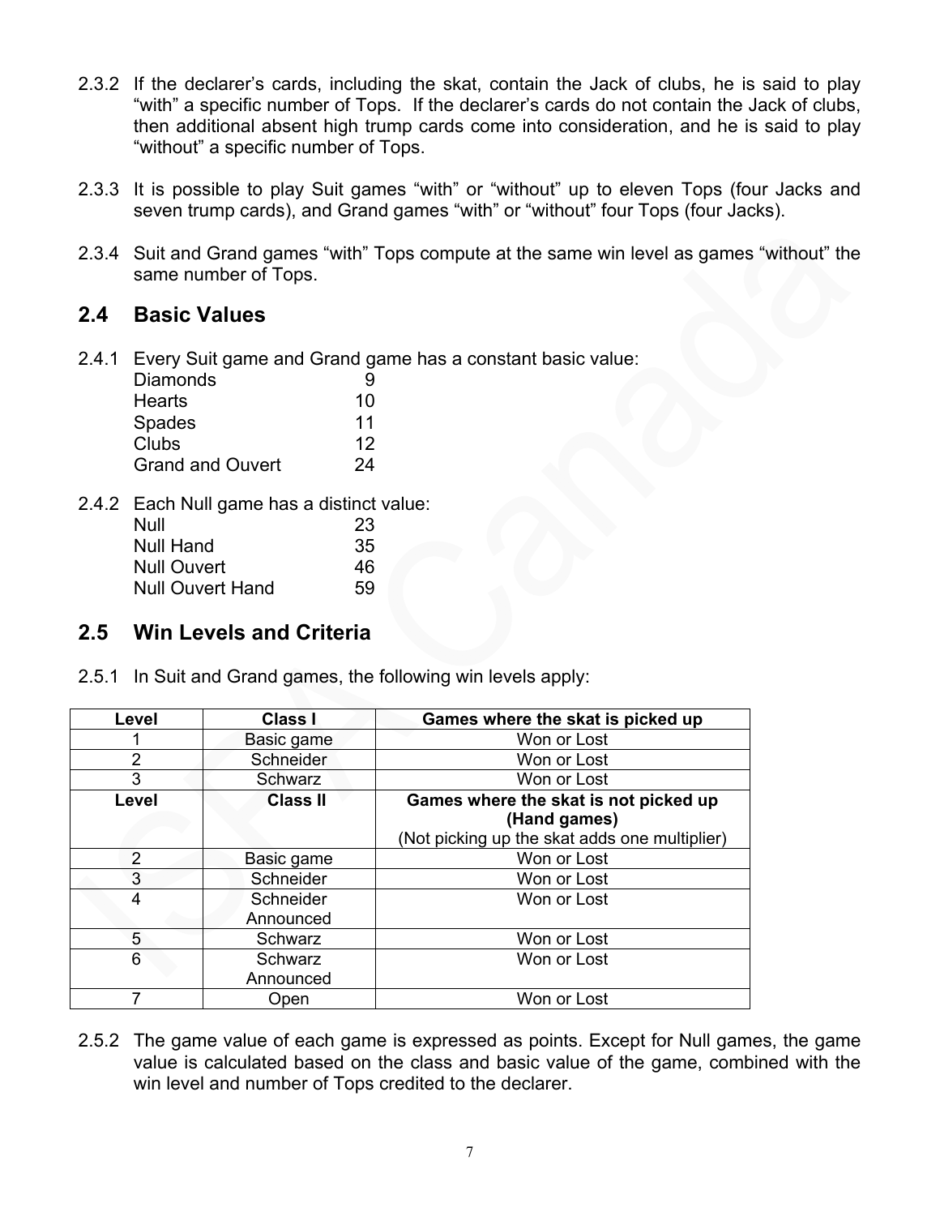2.3.2 If the declarer's cards, including the skat, contain the Jack of clubs, he is said to play "with" a specific number of Tops. If the declarer's cards do not contain the Jack of clubs, then additional absent high trump cards come into consideration, and he is said to play "without" a specific number of Tops.

2.3.3 It is possible to play Suit games "with" or "without" up to eleven Tops (four Jacks and seven trump cards), and Grand games "with" or "without" four Tops (four Jacks).

2.3.4 Suit and Grand games "with" Tops compute at the same win level as games "without" the same number of Tops.

## 2.4 Basic Values

2.4.1 Every Suit game and Grand game has a constant basic value:

| | |
|---|---|
| Diamonds | 9 |
| Hearts | 10 |
| Spades | 11 |
| Clubs | 12 |
| Grand and Ouvert | 24 |

2.4.2 Each Null game has a distinct value:

| | |
|---|---|
| Null | 23 |
| Null Hand | 35 |
| Null Ouvert | 46 |
| Null Ouvert Hand | 59 |

## 2.5 Win Levels and Criteria

2.5.1 In Suit and Grand games, the following win levels apply:

| Level | Class I | Games where the skat is picked up |
|---|---|---|
| 1 | Basic game | Won or Lost |
| 2 | Schneider | Won or Lost |
| 3 | Schwarz | Won or Lost |
| **Level** | **Class II** | **Games where the skat is not picked up (Hand games)** (Not picking up the skat adds one multiplier) |
| 2 | Basic game | Won or Lost |
| 3 | Schneider | Won or Lost |
| 4 | Schneider Announced | Won or Lost |
| 5 | Schwarz | Won or Lost |
| 6 | Schwarz Announced | Won or Lost |
| 7 | Open | Won or Lost |

2.5.2 The game value of each game is expressed as points. Except for Null games, the game value is calculated based on the class and basic value of the game, combined with the win level and number of Tops credited to the declarer.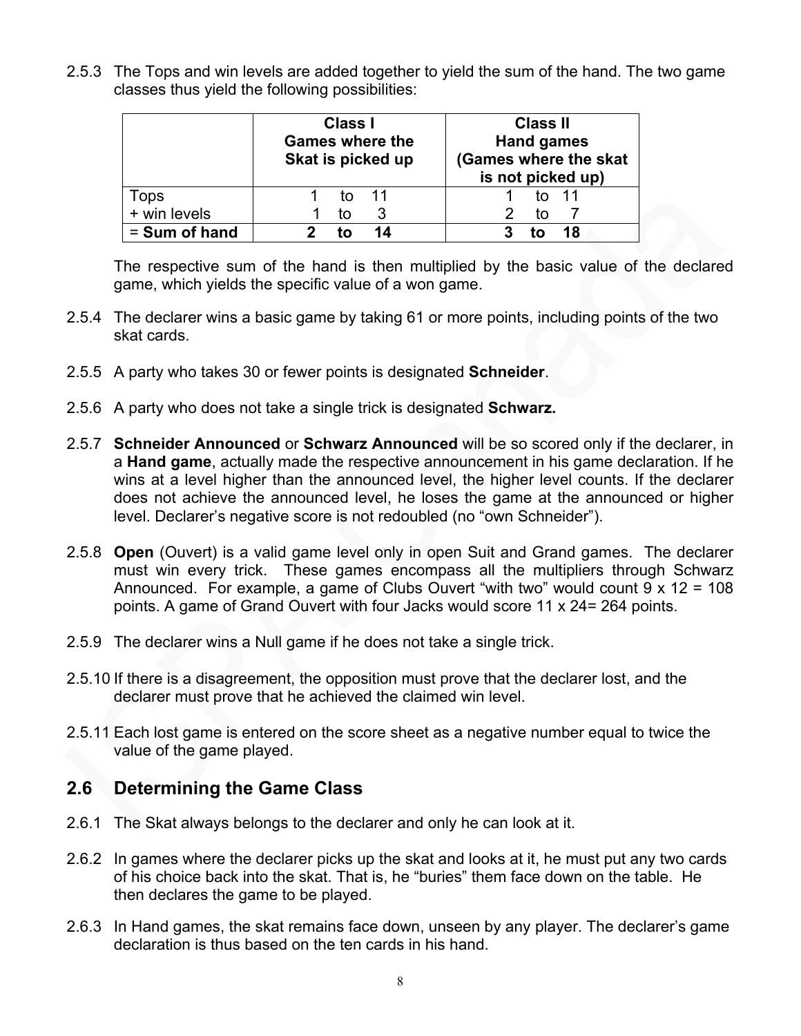2.5.3 The Tops and win levels are added together to yield the sum of the hand. The two game classes thus yield the following possibilities:

| | **Class I Games where the Skat is picked up** | **Class II Hand games (Games where the skat is not picked up)** |
|---|---|---|
| Tops | 1 to 11 | 1 to 11 |
| + win levels | 1 to 3 | 2 to 7 |
| = **Sum of hand** | **2 to 14** | **3 to 18** |

The respective sum of the hand is then multiplied by the basic value of the declared game, which yields the specific value of a won game.

2.5.4 The declarer wins a basic game by taking 61 or more points, including points of the two skat cards.

2.5.5 A party who takes 30 or fewer points is designated **Schneider**.

2.5.6 A party who does not take a single trick is designated **Schwarz.**

2.5.7 **Schneider Announced** or **Schwarz Announced** will be so scored only if the declarer, in a **Hand game**, actually made the respective announcement in his game declaration. If he wins at a level higher than the announced level, the higher level counts. If the declarer does not achieve the announced level, he loses the game at the announced or higher level. Declarer's negative score is not redoubled (no "own Schneider").

2.5.8 **Open** (Ouvert) is a valid game level only in open Suit and Grand games. The declarer must win every trick. These games encompass all the multipliers through Schwarz Announced. For example, a game of Clubs Ouvert "with two" would count 9 x 12 = 108 points. A game of Grand Ouvert with four Jacks would score 11 x 24= 264 points.

2.5.9 The declarer wins a Null game if he does not take a single trick.

2.5.10 If there is a disagreement, the opposition must prove that the declarer lost, and the declarer must prove that he achieved the claimed win level.

2.5.11 Each lost game is entered on the score sheet as a negative number equal to twice the value of the game played.

## 2.6 Determining the Game Class

2.6.1 The Skat always belongs to the declarer and only he can look at it.

2.6.2 In games where the declarer picks up the skat and looks at it, he must put any two cards of his choice back into the skat. That is, he "buries" them face down on the table. He then declares the game to be played.

2.6.3 In Hand games, the skat remains face down, unseen by any player. The declarer's game declaration is thus based on the ten cards in his hand.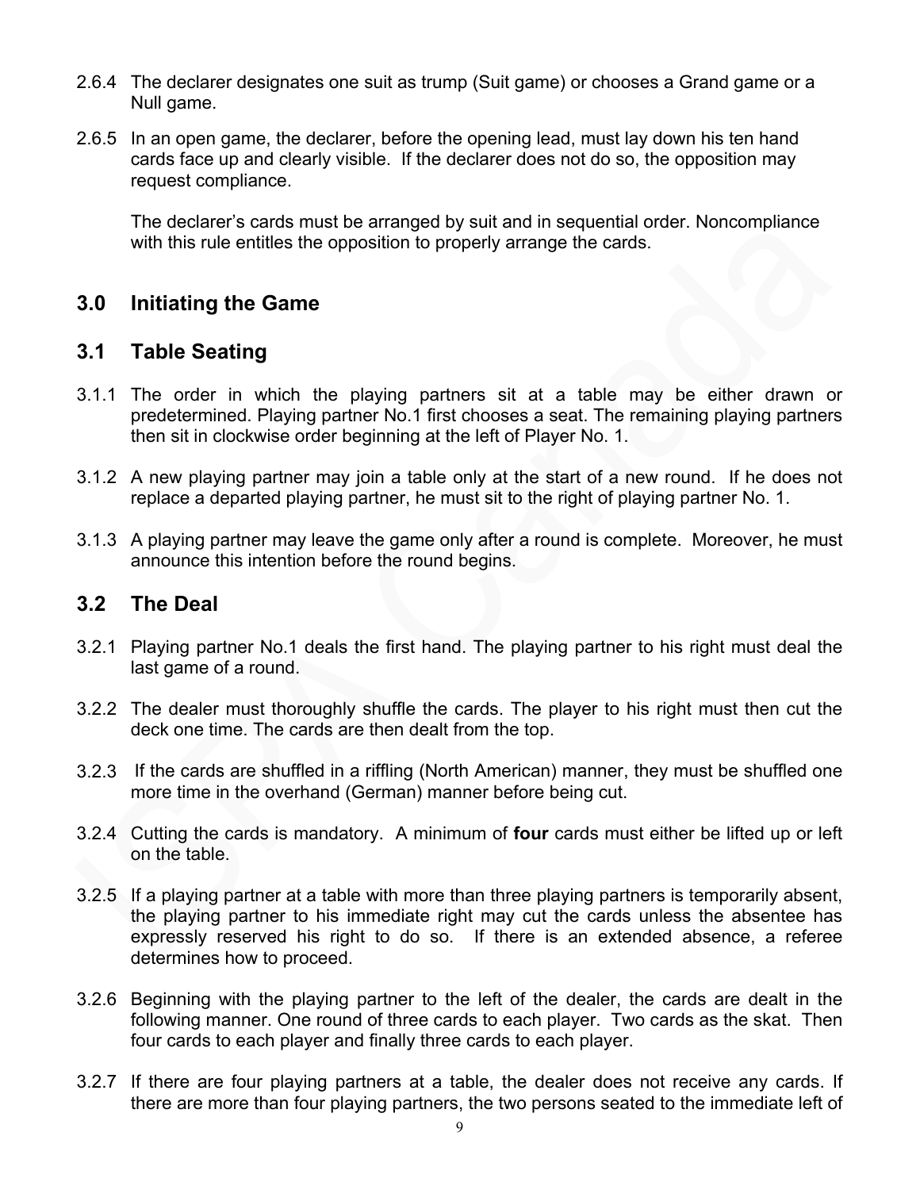2.6.4 The declarer designates one suit as trump (Suit game) or chooses a Grand game or a Null game.

2.6.5 In an open game, the declarer, before the opening lead, must lay down his ten hand cards face up and clearly visible. If the declarer does not do so, the opposition may request compliance.

The declarer's cards must be arranged by suit and in sequential order. Noncompliance with this rule entitles the opposition to properly arrange the cards.

## 3.0 Initiating the Game

## 3.1 Table Seating

3.1.1 The order in which the playing partners sit at a table may be either drawn or predetermined. Playing partner No.1 first chooses a seat. The remaining playing partners then sit in clockwise order beginning at the left of Player No. 1.

3.1.2 A new playing partner may join a table only at the start of a new round. If he does not replace a departed playing partner, he must sit to the right of playing partner No. 1.

3.1.3 A playing partner may leave the game only after a round is complete. Moreover, he must announce this intention before the round begins.

## 3.2 The Deal

3.2.1 Playing partner No.1 deals the first hand. The playing partner to his right must deal the last game of a round.

3.2.2 The dealer must thoroughly shuffle the cards. The player to his right must then cut the deck one time. The cards are then dealt from the top.

3.2.3 If the cards are shuffled in a riffling (North American) manner, they must be shuffled one more time in the overhand (German) manner before being cut.

3.2.4 Cutting the cards is mandatory. A minimum of **four** cards must either be lifted up or left on the table.

3.2.5 If a playing partner at a table with more than three playing partners is temporarily absent, the playing partner to his immediate right may cut the cards unless the absentee has expressly reserved his right to do so. If there is an extended absence, a referee determines how to proceed.

3.2.6 Beginning with the playing partner to the left of the dealer, the cards are dealt in the following manner. One round of three cards to each player. Two cards as the skat. Then four cards to each player and finally three cards to each player.

3.2.7 If there are four playing partners at a table, the dealer does not receive any cards. If there are more than four playing partners, the two persons seated to the immediate left of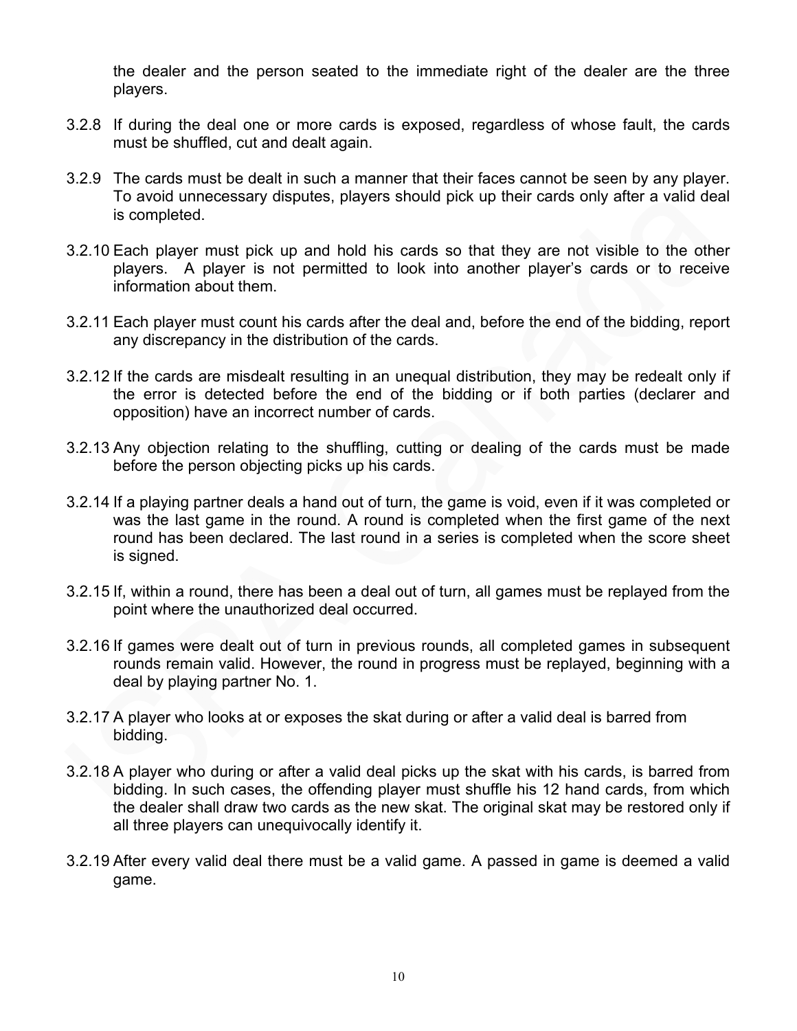the dealer and the person seated to the immediate right of the dealer are the three players.

3.2.8 If during the deal one or more cards is exposed, regardless of whose fault, the cards must be shuffled, cut and dealt again.

3.2.9 The cards must be dealt in such a manner that their faces cannot be seen by any player. To avoid unnecessary disputes, players should pick up their cards only after a valid deal is completed.

3.2.10 Each player must pick up and hold his cards so that they are not visible to the other players. A player is not permitted to look into another player's cards or to receive information about them.

3.2.11 Each player must count his cards after the deal and, before the end of the bidding, report any discrepancy in the distribution of the cards.

3.2.12 If the cards are misdealt resulting in an unequal distribution, they may be redealt only if the error is detected before the end of the bidding or if both parties (declarer and opposition) have an incorrect number of cards.

3.2.13 Any objection relating to the shuffling, cutting or dealing of the cards must be made before the person objecting picks up his cards.

3.2.14 If a playing partner deals a hand out of turn, the game is void, even if it was completed or was the last game in the round. A round is completed when the first game of the next round has been declared. The last round in a series is completed when the score sheet is signed.

3.2.15 If, within a round, there has been a deal out of turn, all games must be replayed from the point where the unauthorized deal occurred.

3.2.16 If games were dealt out of turn in previous rounds, all completed games in subsequent rounds remain valid. However, the round in progress must be replayed, beginning with a deal by playing partner No. 1.

3.2.17 A player who looks at or exposes the skat during or after a valid deal is barred from bidding.

3.2.18 A player who during or after a valid deal picks up the skat with his cards, is barred from bidding. In such cases, the offending player must shuffle his 12 hand cards, from which the dealer shall draw two cards as the new skat. The original skat may be restored only if all three players can unequivocally identify it.

3.2.19 After every valid deal there must be a valid game. A passed in game is deemed a valid game.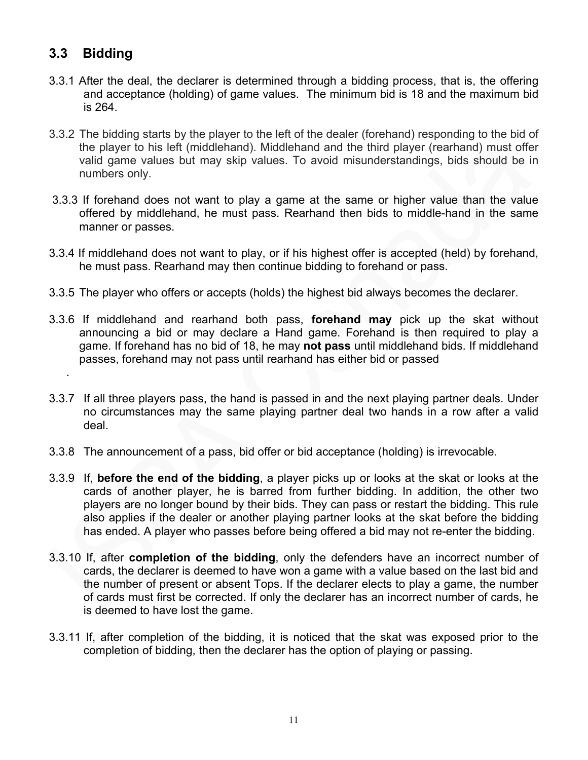## 3.3 Bidding

3.3.1 After the deal, the declarer is determined through a bidding process, that is, the offering and acceptance (holding) of game values. The minimum bid is 18 and the maximum bid is 264.

3.3.2 The bidding starts by the player to the left of the dealer (forehand) responding to the bid of the player to his left (middlehand). Middlehand and the third player (rearhand) must offer valid game values but may skip values. To avoid misunderstandings, bids should be in numbers only.

3.3.3 If forehand does not want to play a game at the same or higher value than the value offered by middlehand, he must pass. Rearhand then bids to middle-hand in the same manner or passes.

3.3.4 If middlehand does not want to play, or if his highest offer is accepted (held) by forehand, he must pass. Rearhand may then continue bidding to forehand or pass.

3.3.5 The player who offers or accepts (holds) the highest bid always becomes the declarer.

3.3.6 If middlehand and rearhand both pass, **forehand may** pick up the skat without announcing a bid or may declare a Hand game. Forehand is then required to play a game. If forehand has no bid of 18, he may **not pass** until middlehand bids. If middlehand passes, forehand may not pass until rearhand has either bid or passed

.

3.3.7 If all three players pass, the hand is passed in and the next playing partner deals. Under no circumstances may the same playing partner deal two hands in a row after a valid deal.

3.3.8 The announcement of a pass, bid offer or bid acceptance (holding) is irrevocable.

3.3.9 If, **before the end of the bidding**, a player picks up or looks at the skat or looks at the cards of another player, he is barred from further bidding. In addition, the other two players are no longer bound by their bids. They can pass or restart the bidding. This rule also applies if the dealer or another playing partner looks at the skat before the bidding has ended. A player who passes before being offered a bid may not re-enter the bidding.

3.3.10 If, after **completion of the bidding**, only the defenders have an incorrect number of cards, the declarer is deemed to have won a game with a value based on the last bid and the number of present or absent Tops. If the declarer elects to play a game, the number of cards must first be corrected. If only the declarer has an incorrect number of cards, he is deemed to have lost the game.

3.3.11 If, after completion of the bidding, it is noticed that the skat was exposed prior to the completion of bidding, then the declarer has the option of playing or passing.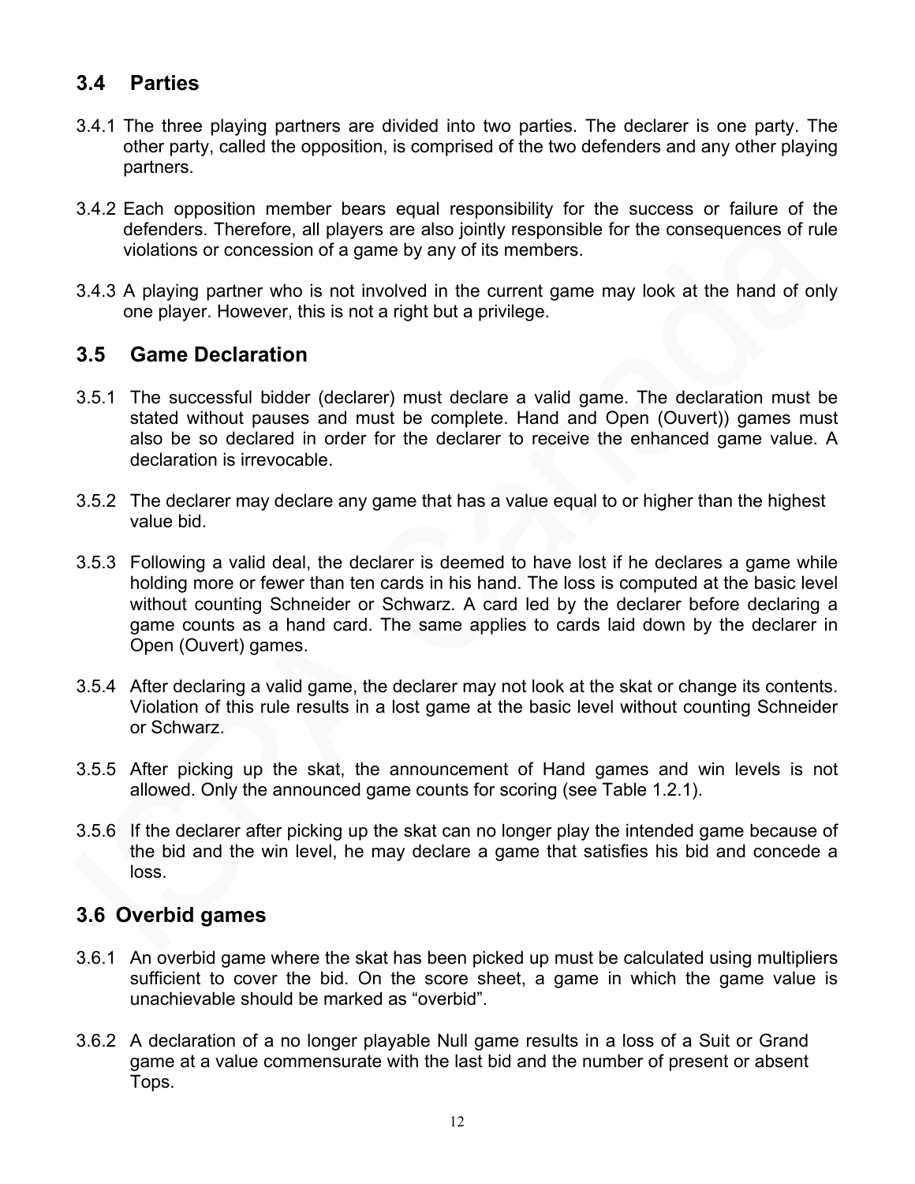## 3.4 Parties

3.4.1 The three playing partners are divided into two parties. The declarer is one party. The other party, called the opposition, is comprised of the two defenders and any other playing partners.

3.4.2 Each opposition member bears equal responsibility for the success or failure of the defenders. Therefore, all players are also jointly responsible for the consequences of rule violations or concession of a game by any of its members.

3.4.3 A playing partner who is not involved in the current game may look at the hand of only one player. However, this is not a right but a privilege.

## 3.5 Game Declaration

3.5.1 The successful bidder (declarer) must declare a valid game. The declaration must be stated without pauses and must be complete. Hand and Open (Ouvert)) games must also be so declared in order for the declarer to receive the enhanced game value. A declaration is irrevocable.

3.5.2 The declarer may declare any game that has a value equal to or higher than the highest value bid.

3.5.3 Following a valid deal, the declarer is deemed to have lost if he declares a game while holding more or fewer than ten cards in his hand. The loss is computed at the basic level without counting Schneider or Schwarz. A card led by the declarer before declaring a game counts as a hand card. The same applies to cards laid down by the declarer in Open (Ouvert) games.

3.5.4 After declaring a valid game, the declarer may not look at the skat or change its contents. Violation of this rule results in a lost game at the basic level without counting Schneider or Schwarz.

3.5.5 After picking up the skat, the announcement of Hand games and win levels is not allowed. Only the announced game counts for scoring (see Table 1.2.1).

3.5.6 If the declarer after picking up the skat can no longer play the intended game because of the bid and the win level, he may declare a game that satisfies his bid and concede a loss.

## 3.6 Overbid games

3.6.1 An overbid game where the skat has been picked up must be calculated using multipliers sufficient to cover the bid. On the score sheet, a game in which the game value is unachievable should be marked as "overbid".

3.6.2 A declaration of a no longer playable Null game results in a loss of a Suit or Grand game at a value commensurate with the last bid and the number of present or absent Tops.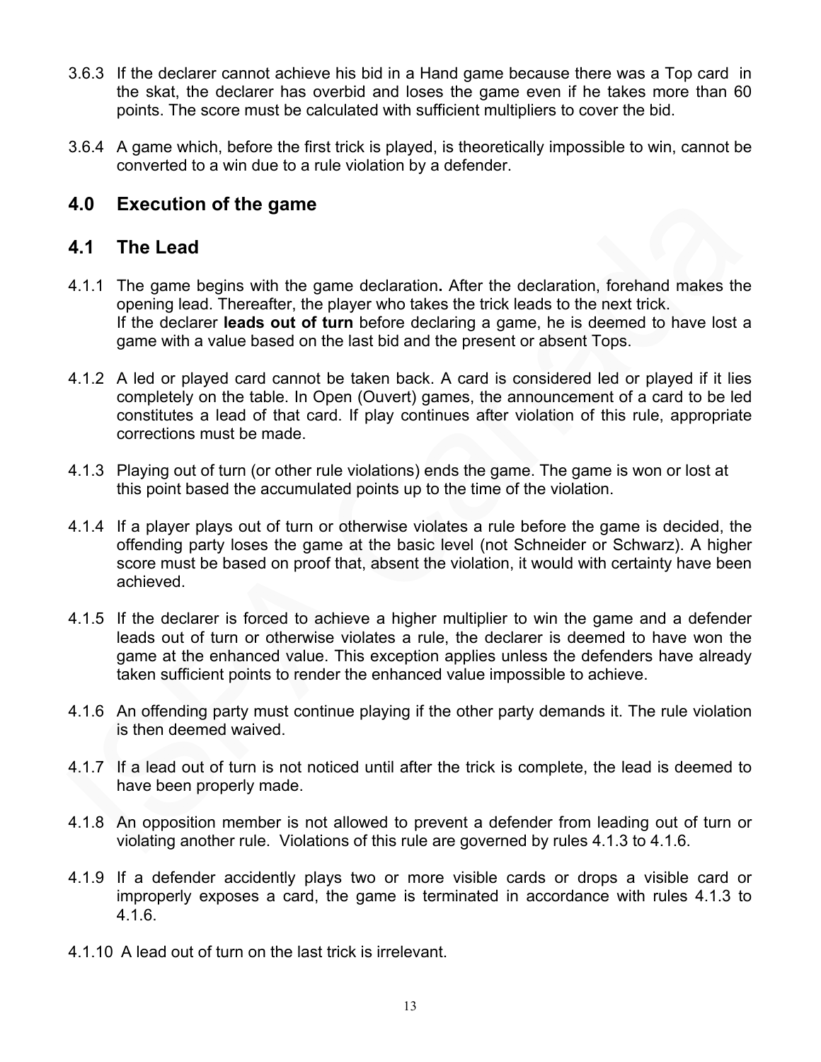3.6.3 If the declarer cannot achieve his bid in a Hand game because there was a Top card in the skat, the declarer has overbid and loses the game even if he takes more than 60 points. The score must be calculated with sufficient multipliers to cover the bid.

3.6.4 A game which, before the first trick is played, is theoretically impossible to win, cannot be converted to a win due to a rule violation by a defender.

## 4.0 Execution of the game

## 4.1 The Lead

4.1.1 The game begins with the game declaration**.** After the declaration, forehand makes the opening lead. Thereafter, the player who takes the trick leads to the next trick. If the declarer **leads out of turn** before declaring a game, he is deemed to have lost a game with a value based on the last bid and the present or absent Tops.

4.1.2 A led or played card cannot be taken back. A card is considered led or played if it lies completely on the table. In Open (Ouvert) games, the announcement of a card to be led constitutes a lead of that card. If play continues after violation of this rule, appropriate corrections must be made.

4.1.3 Playing out of turn (or other rule violations) ends the game. The game is won or lost at this point based the accumulated points up to the time of the violation.

4.1.4 If a player plays out of turn or otherwise violates a rule before the game is decided, the offending party loses the game at the basic level (not Schneider or Schwarz). A higher score must be based on proof that, absent the violation, it would with certainty have been achieved.

4.1.5 If the declarer is forced to achieve a higher multiplier to win the game and a defender leads out of turn or otherwise violates a rule, the declarer is deemed to have won the game at the enhanced value. This exception applies unless the defenders have already taken sufficient points to render the enhanced value impossible to achieve.

4.1.6 An offending party must continue playing if the other party demands it. The rule violation is then deemed waived.

4.1.7 If a lead out of turn is not noticed until after the trick is complete, the lead is deemed to have been properly made.

4.1.8 An opposition member is not allowed to prevent a defender from leading out of turn or violating another rule. Violations of this rule are governed by rules 4.1.3 to 4.1.6.

4.1.9 If a defender accidently plays two or more visible cards or drops a visible card or improperly exposes a card, the game is terminated in accordance with rules 4.1.3 to 4.1.6.

4.1.10 A lead out of turn on the last trick is irrelevant.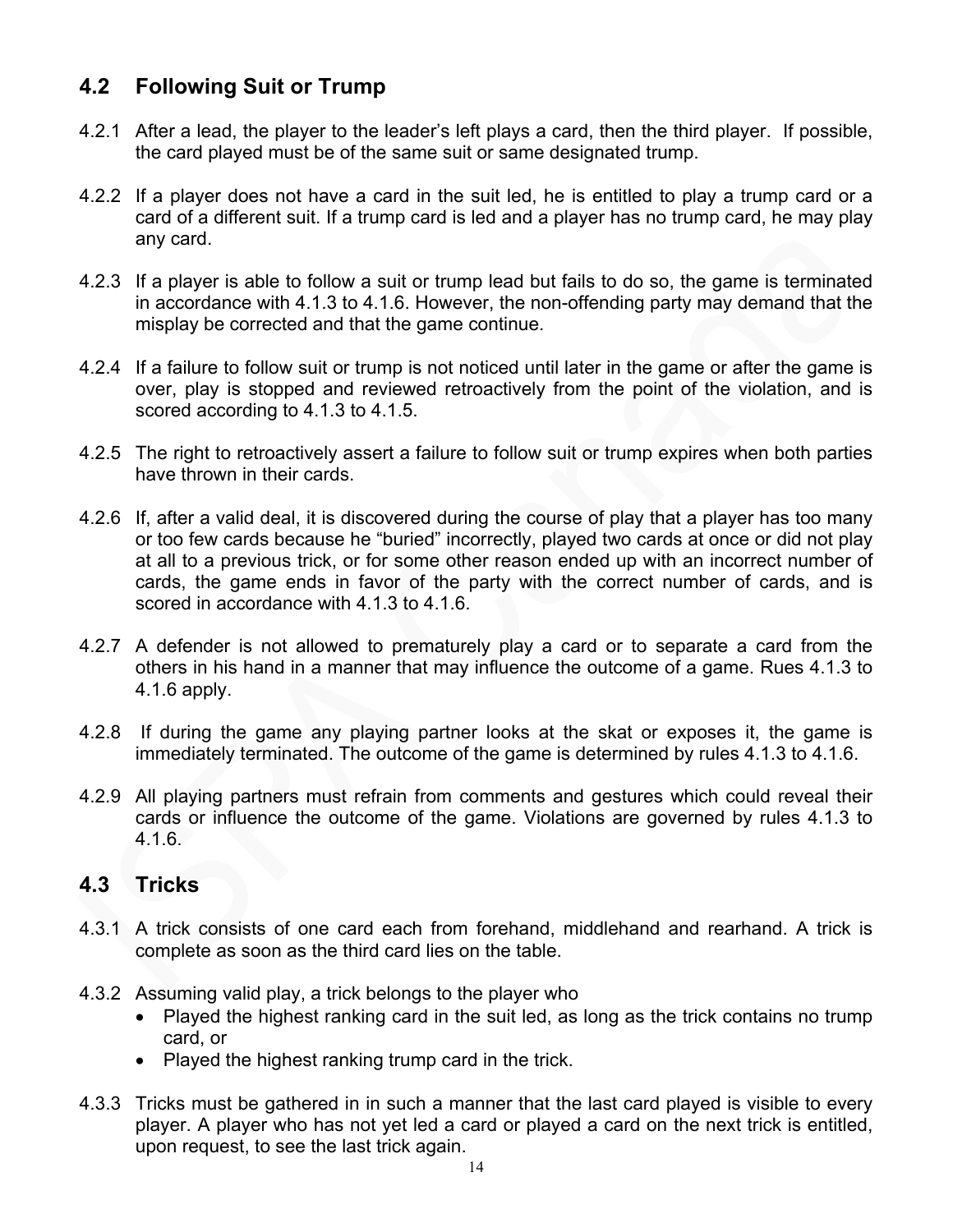## 4.2 Following Suit or Trump

4.2.1 After a lead, the player to the leader's left plays a card, then the third player. If possible, the card played must be of the same suit or same designated trump.

4.2.2 If a player does not have a card in the suit led, he is entitled to play a trump card or a card of a different suit. If a trump card is led and a player has no trump card, he may play any card.

4.2.3 If a player is able to follow a suit or trump lead but fails to do so, the game is terminated in accordance with 4.1.3 to 4.1.6. However, the non-offending party may demand that the misplay be corrected and that the game continue.

4.2.4 If a failure to follow suit or trump is not noticed until later in the game or after the game is over, play is stopped and reviewed retroactively from the point of the violation, and is scored according to 4.1.3 to 4.1.5.

4.2.5 The right to retroactively assert a failure to follow suit or trump expires when both parties have thrown in their cards.

4.2.6 If, after a valid deal, it is discovered during the course of play that a player has too many or too few cards because he "buried" incorrectly, played two cards at once or did not play at all to a previous trick, or for some other reason ended up with an incorrect number of cards, the game ends in favor of the party with the correct number of cards, and is scored in accordance with 4.1.3 to 4.1.6.

4.2.7 A defender is not allowed to prematurely play a card or to separate a card from the others in his hand in a manner that may influence the outcome of a game. Rues 4.1.3 to 4.1.6 apply.

4.2.8 If during the game any playing partner looks at the skat or exposes it, the game is immediately terminated. The outcome of the game is determined by rules 4.1.3 to 4.1.6.

4.2.9 All playing partners must refrain from comments and gestures which could reveal their cards or influence the outcome of the game. Violations are governed by rules 4.1.3 to 4.1.6.

## 4.3 Tricks

4.3.1 A trick consists of one card each from forehand, middlehand and rearhand. A trick is complete as soon as the third card lies on the table.

4.3.2 Assuming valid play, a trick belongs to the player who
- Played the highest ranking card in the suit led, as long as the trick contains no trump card, or
- Played the highest ranking trump card in the trick.

4.3.3 Tricks must be gathered in in such a manner that the last card played is visible to every player. A player who has not yet led a card or played a card on the next trick is entitled, upon request, to see the last trick again.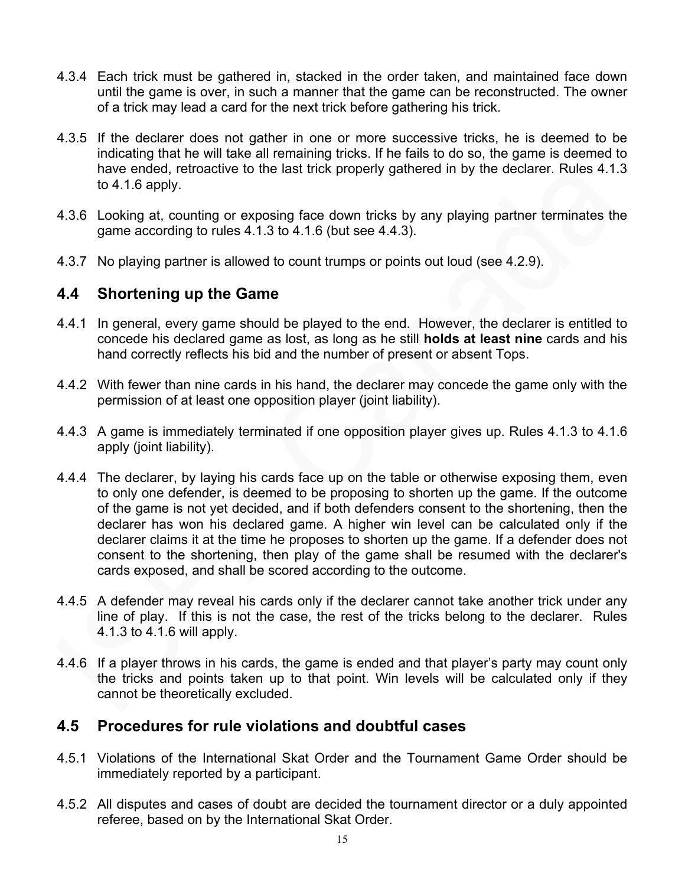4.3.4 Each trick must be gathered in, stacked in the order taken, and maintained face down until the game is over, in such a manner that the game can be reconstructed. The owner of a trick may lead a card for the next trick before gathering his trick.

4.3.5 If the declarer does not gather in one or more successive tricks, he is deemed to be indicating that he will take all remaining tricks. If he fails to do so, the game is deemed to have ended, retroactive to the last trick properly gathered in by the declarer. Rules 4.1.3 to 4.1.6 apply.

4.3.6 Looking at, counting or exposing face down tricks by any playing partner terminates the game according to rules 4.1.3 to 4.1.6 (but see 4.4.3).

4.3.7 No playing partner is allowed to count trumps or points out loud (see 4.2.9).

## 4.4 Shortening up the Game

4.4.1 In general, every game should be played to the end. However, the declarer is entitled to concede his declared game as lost, as long as he still **holds at least nine** cards and his hand correctly reflects his bid and the number of present or absent Tops.

4.4.2 With fewer than nine cards in his hand, the declarer may concede the game only with the permission of at least one opposition player (joint liability).

4.4.3 A game is immediately terminated if one opposition player gives up. Rules 4.1.3 to 4.1.6 apply (joint liability).

4.4.4 The declarer, by laying his cards face up on the table or otherwise exposing them, even to only one defender, is deemed to be proposing to shorten up the game. If the outcome of the game is not yet decided, and if both defenders consent to the shortening, then the declarer has won his declared game. A higher win level can be calculated only if the declarer claims it at the time he proposes to shorten up the game. If a defender does not consent to the shortening, then play of the game shall be resumed with the declarer's cards exposed, and shall be scored according to the outcome.

4.4.5 A defender may reveal his cards only if the declarer cannot take another trick under any line of play. If this is not the case, the rest of the tricks belong to the declarer. Rules 4.1.3 to 4.1.6 will apply.

4.4.6 If a player throws in his cards, the game is ended and that player's party may count only the tricks and points taken up to that point. Win levels will be calculated only if they cannot be theoretically excluded.

## 4.5 Procedures for rule violations and doubtful cases

4.5.1 Violations of the International Skat Order and the Tournament Game Order should be immediately reported by a participant.

4.5.2 All disputes and cases of doubt are decided the tournament director or a duly appointed referee, based on by the International Skat Order.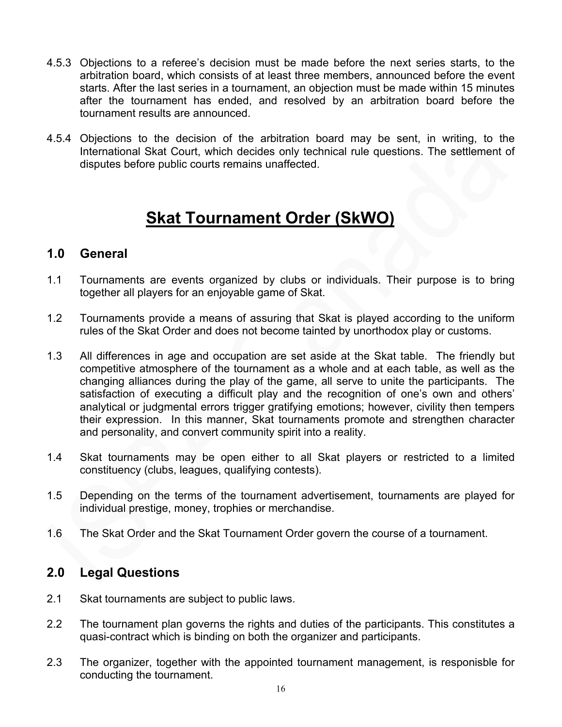4.5.3 Objections to a referee's decision must be made before the next series starts, to the arbitration board, which consists of at least three members, announced before the event starts. After the last series in a tournament, an objection must be made within 15 minutes after the tournament has ended, and resolved by an arbitration board before the tournament results are announced.

4.5.4 Objections to the decision of the arbitration board may be sent, in writing, to the International Skat Court, which decides only technical rule questions. The settlement of disputes before public courts remains unaffected.

# Skat Tournament Order (SkWO)

## 1.0 General

1.1 Tournaments are events organized by clubs or individuals. Their purpose is to bring together all players for an enjoyable game of Skat.

1.2 Tournaments provide a means of assuring that Skat is played according to the uniform rules of the Skat Order and does not become tainted by unorthodox play or customs.

1.3 All differences in age and occupation are set aside at the Skat table. The friendly but competitive atmosphere of the tournament as a whole and at each table, as well as the changing alliances during the play of the game, all serve to unite the participants. The satisfaction of executing a difficult play and the recognition of one's own and others' analytical or judgmental errors trigger gratifying emotions; however, civility then tempers their expression. In this manner, Skat tournaments promote and strengthen character and personality, and convert community spirit into a reality.

1.4 Skat tournaments may be open either to all Skat players or restricted to a limited constituency (clubs, leagues, qualifying contests).

1.5 Depending on the terms of the tournament advertisement, tournaments are played for individual prestige, money, trophies or merchandise.

1.6 The Skat Order and the Skat Tournament Order govern the course of a tournament.

## 2.0 Legal Questions

2.1 Skat tournaments are subject to public laws.

2.2 The tournament plan governs the rights and duties of the participants. This constitutes a quasi-contract which is binding on both the organizer and participants.

2.3 The organizer, together with the appointed tournament management, is responisble for conducting the tournament.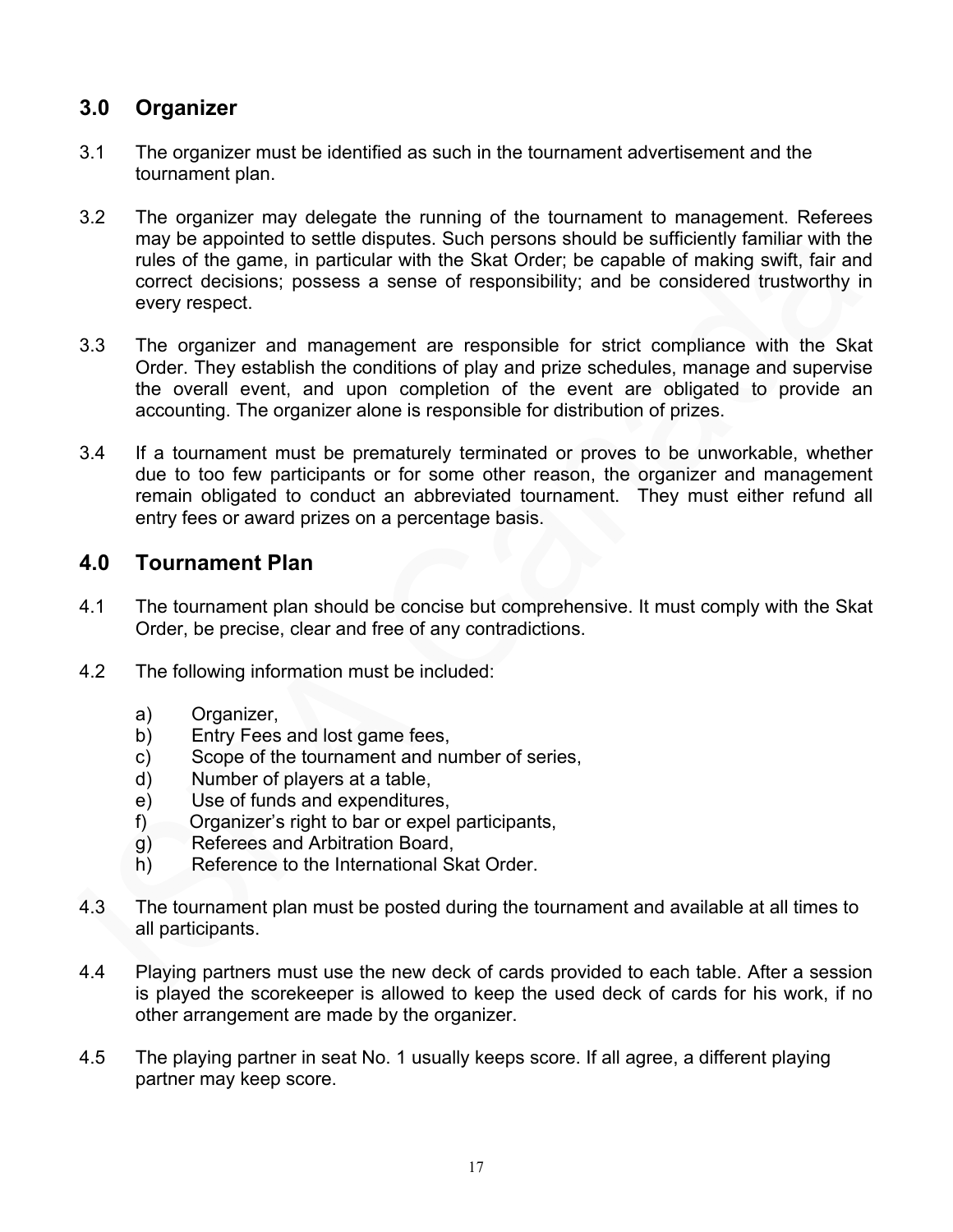## 3.0 Organizer

3.1 The organizer must be identified as such in the tournament advertisement and the tournament plan.

3.2 The organizer may delegate the running of the tournament to management. Referees may be appointed to settle disputes. Such persons should be sufficiently familiar with the rules of the game, in particular with the Skat Order; be capable of making swift, fair and correct decisions; possess a sense of responsibility; and be considered trustworthy in every respect.

3.3 The organizer and management are responsible for strict compliance with the Skat Order. They establish the conditions of play and prize schedules, manage and supervise the overall event, and upon completion of the event are obligated to provide an accounting. The organizer alone is responsible for distribution of prizes.

3.4 If a tournament must be prematurely terminated or proves to be unworkable, whether due to too few participants or for some other reason, the organizer and management remain obligated to conduct an abbreviated tournament. They must either refund all entry fees or award prizes on a percentage basis.

## 4.0 Tournament Plan

4.1 The tournament plan should be concise but comprehensive. It must comply with the Skat Order, be precise, clear and free of any contradictions.

4.2 The following information must be included:

a) Organizer,
b) Entry Fees and lost game fees,
c) Scope of the tournament and number of series,
d) Number of players at a table,
e) Use of funds and expenditures,
f) Organizer's right to bar or expel participants,
g) Referees and Arbitration Board,
h) Reference to the International Skat Order.

4.3 The tournament plan must be posted during the tournament and available at all times to all participants.

4.4 Playing partners must use the new deck of cards provided to each table. After a session is played the scorekeeper is allowed to keep the used deck of cards for his work, if no other arrangement are made by the organizer.

4.5 The playing partner in seat No. 1 usually keeps score. If all agree, a different playing partner may keep score.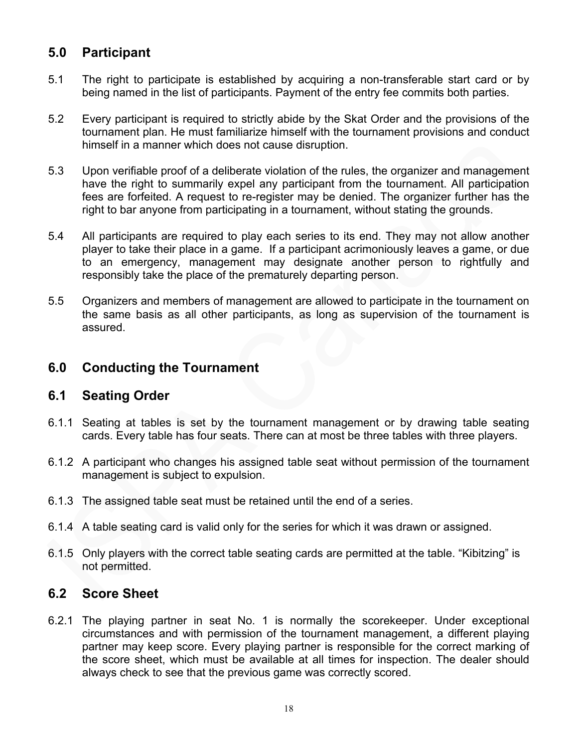## 5.0 Participant

5.1 The right to participate is established by acquiring a non-transferable start card or by being named in the list of participants. Payment of the entry fee commits both parties.

5.2 Every participant is required to strictly abide by the Skat Order and the provisions of the tournament plan. He must familiarize himself with the tournament provisions and conduct himself in a manner which does not cause disruption.

5.3 Upon verifiable proof of a deliberate violation of the rules, the organizer and management have the right to summarily expel any participant from the tournament. All participation fees are forfeited. A request to re-register may be denied. The organizer further has the right to bar anyone from participating in a tournament, without stating the grounds.

5.4 All participants are required to play each series to its end. They may not allow another player to take their place in a game. If a participant acrimoniously leaves a game, or due to an emergency, management may designate another person to rightfully and responsibly take the place of the prematurely departing person.

5.5 Organizers and members of management are allowed to participate in the tournament on the same basis as all other participants, as long as supervision of the tournament is assured.

## 6.0 Conducting the Tournament

### 6.1 Seating Order

6.1.1 Seating at tables is set by the tournament management or by drawing table seating cards. Every table has four seats. There can at most be three tables with three players.

6.1.2 A participant who changes his assigned table seat without permission of the tournament management is subject to expulsion.

6.1.3 The assigned table seat must be retained until the end of a series.

6.1.4 A table seating card is valid only for the series for which it was drawn or assigned.

6.1.5 Only players with the correct table seating cards are permitted at the table. "Kibitzing" is not permitted.

### 6.2 Score Sheet

6.2.1 The playing partner in seat No. 1 is normally the scorekeeper. Under exceptional circumstances and with permission of the tournament management, a different playing partner may keep score. Every playing partner is responsible for the correct marking of the score sheet, which must be available at all times for inspection. The dealer should always check to see that the previous game was correctly scored.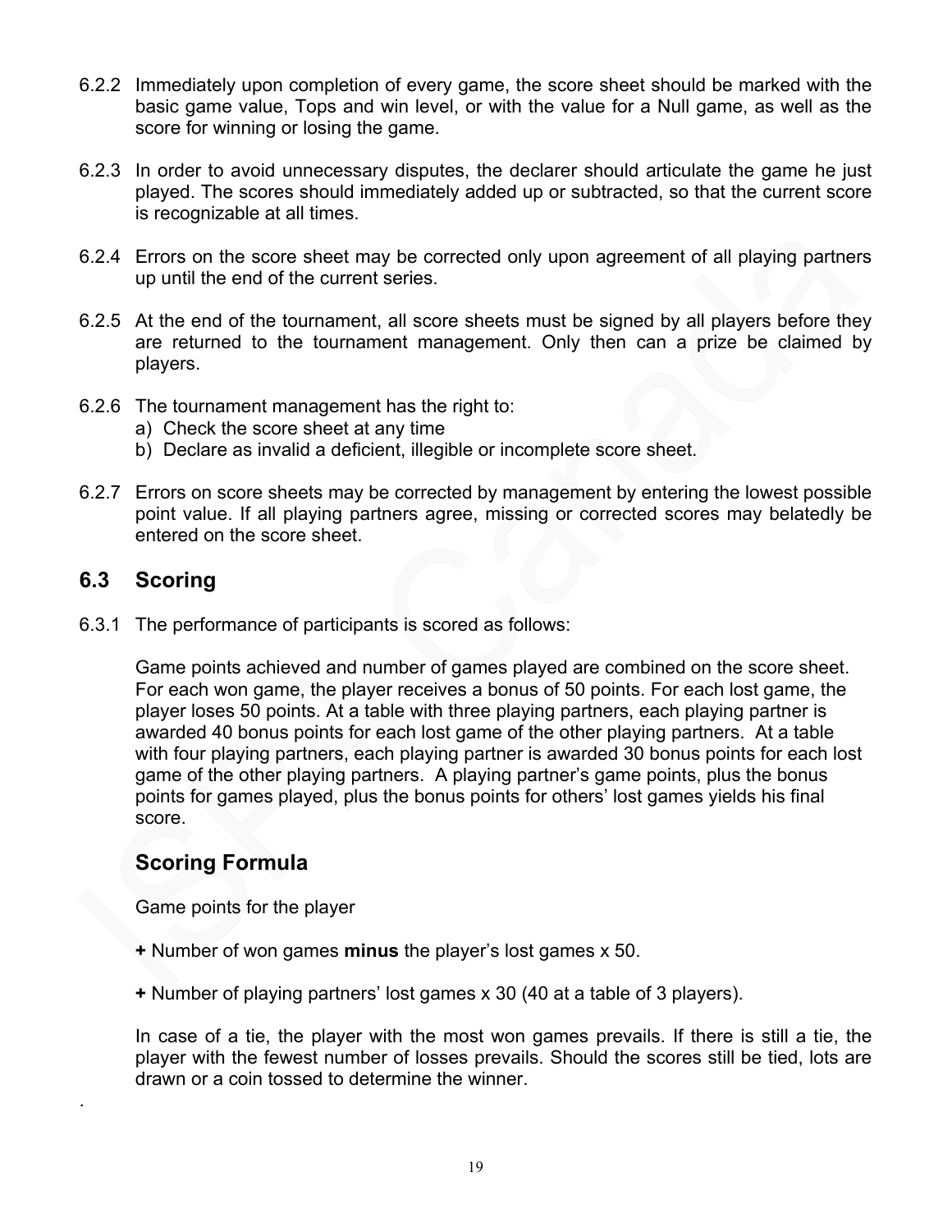6.2.2 Immediately upon completion of every game, the score sheet should be marked with the basic game value, Tops and win level, or with the value for a Null game, as well as the score for winning or losing the game.

6.2.3 In order to avoid unnecessary disputes, the declarer should articulate the game he just played. The scores should immediately added up or subtracted, so that the current score is recognizable at all times.

6.2.4 Errors on the score sheet may be corrected only upon agreement of all playing partners up until the end of the current series.

6.2.5 At the end of the tournament, all score sheets must be signed by all players before they are returned to the tournament management. Only then can a prize be claimed by players.

6.2.6 The tournament management has the right to:
   a) Check the score sheet at any time
   b) Declare as invalid a deficient, illegible or incomplete score sheet.

6.2.7 Errors on score sheets may be corrected by management by entering the lowest possible point value. If all playing partners agree, missing or corrected scores may belatedly be entered on the score sheet.

## 6.3 Scoring

6.3.1 The performance of participants is scored as follows:

Game points achieved and number of games played are combined on the score sheet. For each won game, the player receives a bonus of 50 points. For each lost game, the player loses 50 points. At a table with three playing partners, each playing partner is awarded 40 bonus points for each lost game of the other playing partners. At a table with four playing partners, each playing partner is awarded 30 bonus points for each lost game of the other playing partners. A playing partner's game points, plus the bonus points for games played, plus the bonus points for others' lost games yields his final score.

## Scoring Formula

Game points for the player

**+** Number of won games **minus** the player's lost games x 50.

**+** Number of playing partners' lost games x 30 (40 at a table of 3 players).

In case of a tie, the player with the most won games prevails. If there is still a tie, the player with the fewest number of losses prevails. Should the scores still be tied, lots are drawn or a coin tossed to determine the winner.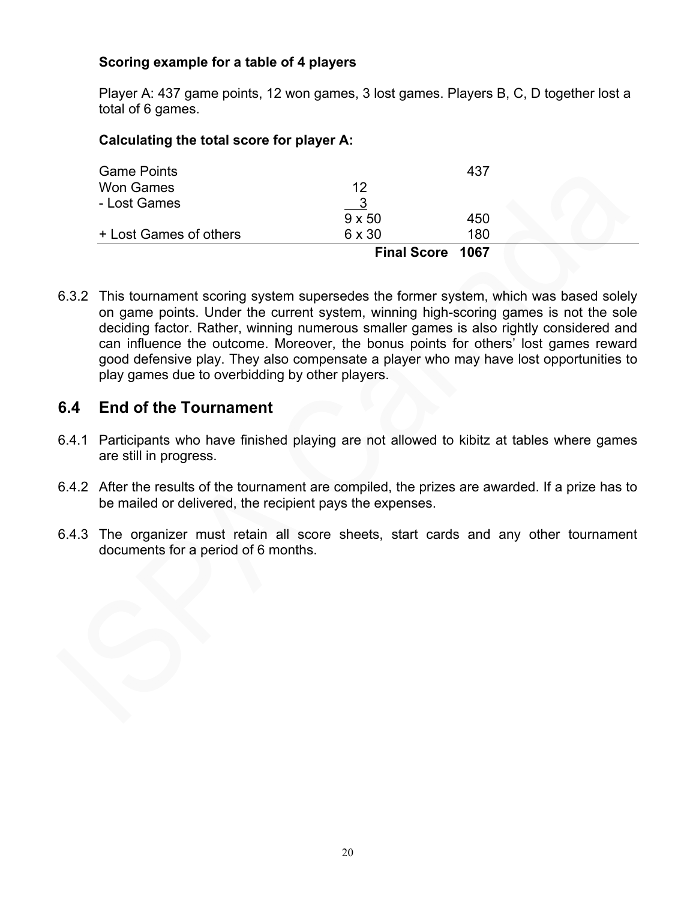**Scoring example for a table of 4 players**

Player A: 437 game points, 12 won games, 3 lost games. Players B, C, D together lost a total of 6 games.

**Calculating the total score for player A:**

| | | |
|---|---|---|
| Game Points | | 437 |
| Won Games | 12 | |
| - Lost Games | 3 | |
| | 9 x 50 | 450 |
| + Lost Games of others | 6 x 30 | 180 |
| | **Final Score** | **1067** |

6.3.2 This tournament scoring system supersedes the former system, which was based solely on game points. Under the current system, winning high-scoring games is not the sole deciding factor. Rather, winning numerous smaller games is also rightly considered and can influence the outcome. Moreover, the bonus points for others' lost games reward good defensive play. They also compensate a player who may have lost opportunities to play games due to overbidding by other players.

## 6.4 End of the Tournament

6.4.1 Participants who have finished playing are not allowed to kibitz at tables where games are still in progress.

6.4.2 After the results of the tournament are compiled, the prizes are awarded. If a prize has to be mailed or delivered, the recipient pays the expenses.

6.4.3 The organizer must retain all score sheets, start cards and any other tournament documents for a period of 6 months.